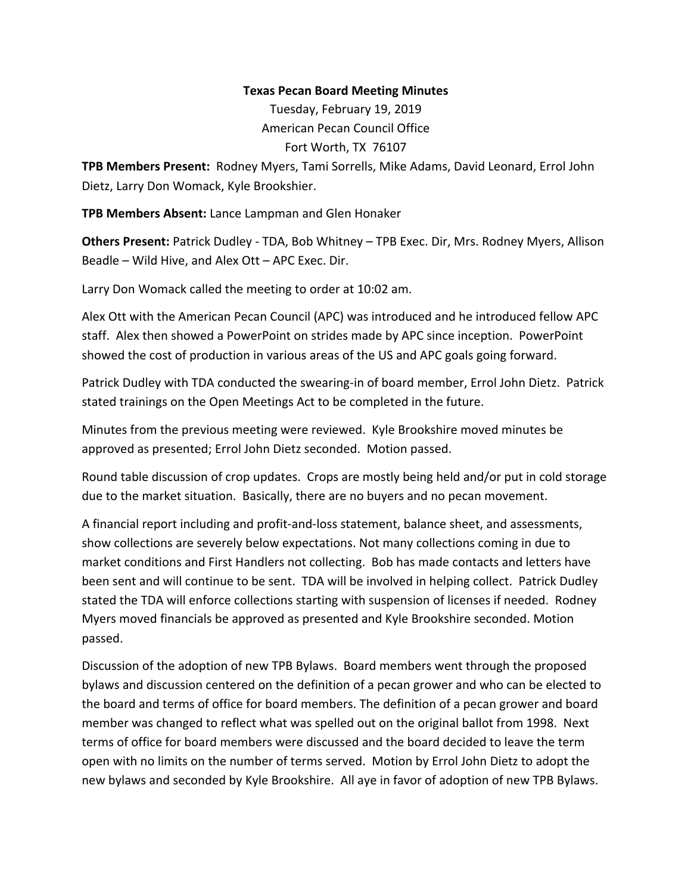**Texas Pecan Board Meeting Minutes**

Tuesday, February 19, 2019

American Pecan Council Office

Fort Worth, TX 76107

**TPB Members Present:** Rodney Myers, Tami Sorrells, Mike Adams, David Leonard, Errol John Dietz, Larry Don Womack, Kyle Brookshier.

**TPB Members Absent:** Lance Lampman and Glen Honaker

**Others Present:** Patrick Dudley - TDA, Bob Whitney – TPB Exec. Dir, Mrs. Rodney Myers, Allison Beadle – Wild Hive, and Alex Ott – APC Exec. Dir.

Larry Don Womack called the meeting to order at 10:02 am.

Alex Ott with the American Pecan Council (APC) was introduced and he introduced fellow APC staff. Alex then showed a PowerPoint on strides made by APC since inception. PowerPoint showed the cost of production in various areas of the US and APC goals going forward.

Patrick Dudley with TDA conducted the swearing-in of board member, Errol John Dietz. Patrick stated trainings on the Open Meetings Act to be completed in the future.

Minutes from the previous meeting were reviewed. Kyle Brookshire moved minutes be approved as presented; Errol John Dietz seconded. Motion passed.

Round table discussion of crop updates. Crops are mostly being held and/or put in cold storage due to the market situation. Basically, there are no buyers and no pecan movement.

A financial report including and profit-and-loss statement, balance sheet, and assessments, show collections are severely below expectations. Not many collections coming in due to market conditions and First Handlers not collecting. Bob has made contacts and letters have been sent and will continue to be sent. TDA will be involved in helping collect. Patrick Dudley stated the TDA will enforce collections starting with suspension of licenses if needed. Rodney Myers moved financials be approved as presented and Kyle Brookshire seconded. Motion passed.

Discussion of the adoption of new TPB Bylaws. Board members went through the proposed bylaws and discussion centered on the definition of a pecan grower and who can be elected to the board and terms of office for board members. The definition of a pecan grower and board member was changed to reflect what was spelled out on the original ballot from 1998. Next terms of office for board members were discussed and the board decided to leave the term open with no limits on the number of terms served. Motion by Errol John Dietz to adopt the new bylaws and seconded by Kyle Brookshire. All aye in favor of adoption of new TPB Bylaws.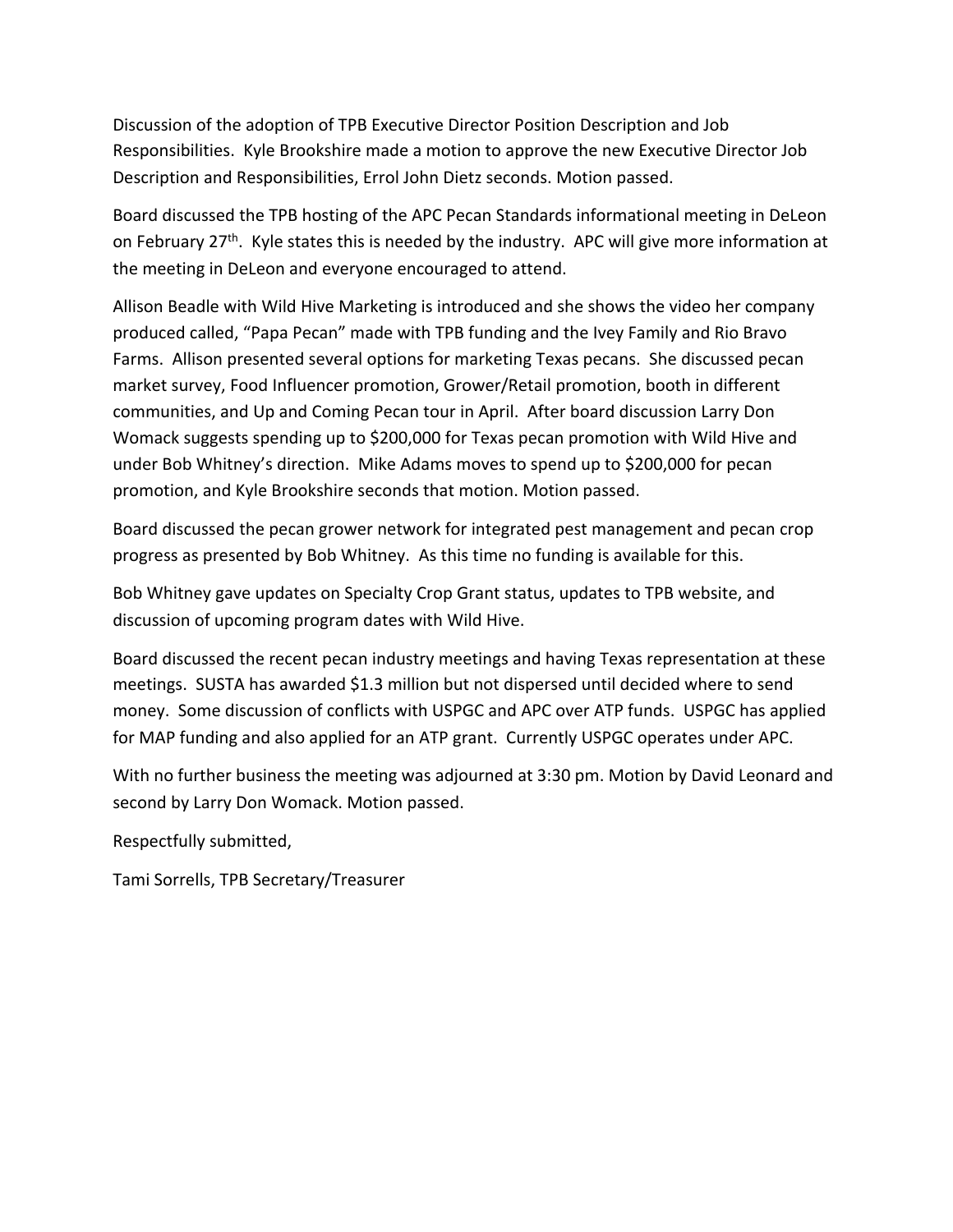Discussion of the adoption of TPB Executive Director Position Description and Job Responsibilities. Kyle Brookshire made a motion to approve the new Executive Director Job Description and Responsibilities, Errol John Dietz seconds. Motion passed.

Board discussed the TPB hosting of the APC Pecan Standards informational meeting in DeLeon on February 27th. Kyle states this is needed by the industry. APC will give more information at the meeting in DeLeon and everyone encouraged to attend.

Allison Beadle with Wild Hive Marketing is introduced and she shows the video her company produced called, "Papa Pecan" made with TPB funding and the Ivey Family and Rio Bravo Farms. Allison presented several options for marketing Texas pecans. She discussed pecan market survey, Food Influencer promotion, Grower/Retail promotion, booth in different communities, and Up and Coming Pecan tour in April. After board discussion Larry Don Womack suggests spending up to $200,000 for Texas pecan promotion with Wild Hive and under Bob Whitney's direction. Mike Adams moves to spend up to $200,000 for pecan promotion, and Kyle Brookshire seconds that motion. Motion passed.

Board discussed the pecan grower network for integrated pest management and pecan crop progress as presented by Bob Whitney. As this time no funding is available for this.

Bob Whitney gave updates on Specialty Crop Grant status, updates to TPB website, and discussion of upcoming program dates with Wild Hive.

Board discussed the recent pecan industry meetings and having Texas representation at these meetings. SUSTA has awarded $1.3 million but not dispersed until decided where to send money. Some discussion of conflicts with USPGC and APC over ATP funds. USPGC has applied for MAP funding and also applied for an ATP grant. Currently USPGC operates under APC.

With no further business the meeting was adjourned at 3:30 pm. Motion by David Leonard and second by Larry Don Womack. Motion passed.

Respectfully submitted,

Tami Sorrells, TPB Secretary/Treasurer